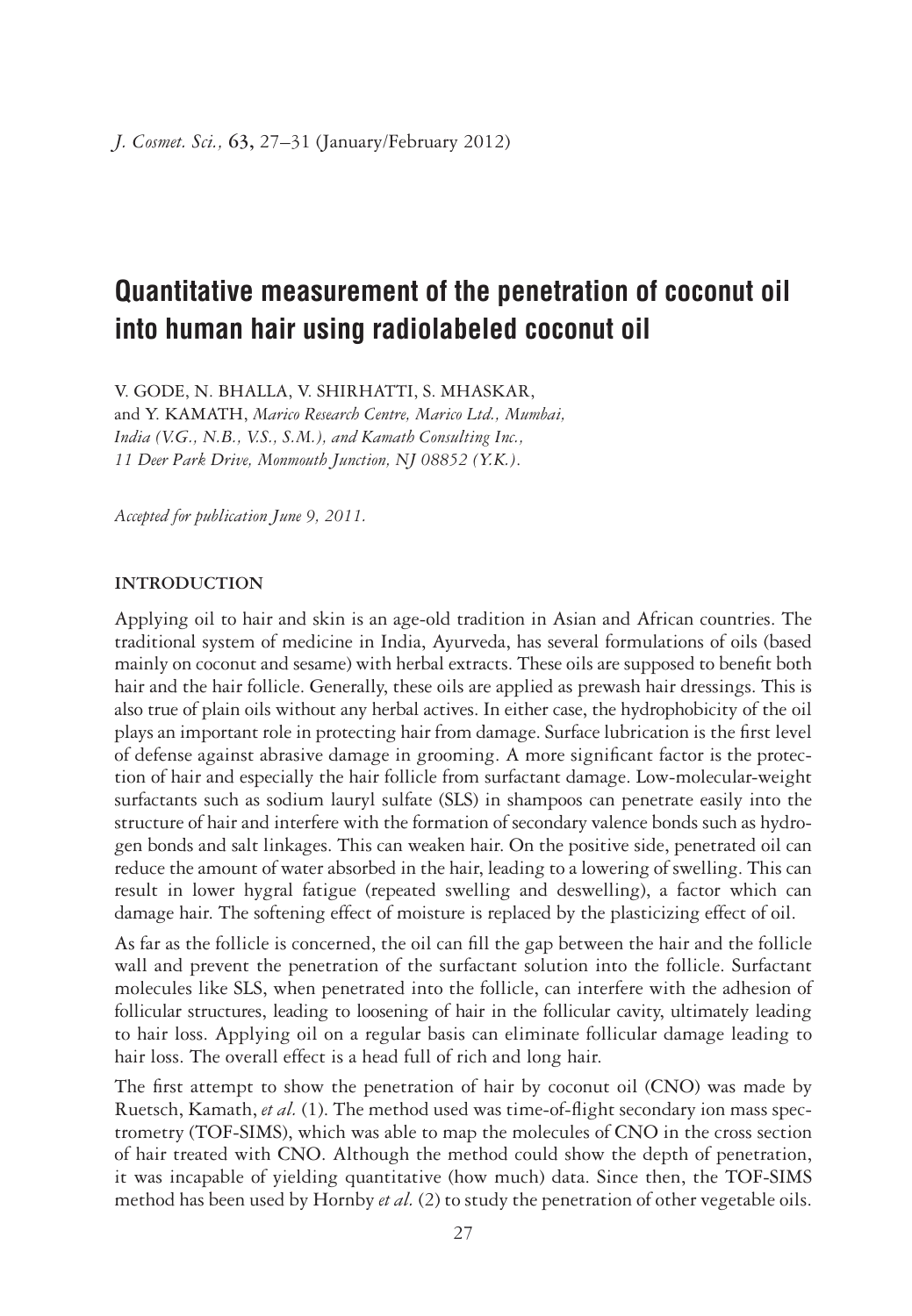# Quantitative measurement of the penetration of coconut oil into human hair using radiolabeled coconut oil

V. GODE, N. BHALLA, V. SHIRHATTI, S. MHASKAR, and Y. KAMATH, *Marico Research Centre, Marico Ltd., Mumbai, India (V.G., N.B., V.S., S.M.), and Kamath Consulting Inc., 11 Deer Park Drive, Monmouth Junction, NJ 08852 (Y.K.).*

*Accepted for publication June 9, 2011.*

## INTRODUCTION

Applying oil to hair and skin is an age-old tradition in Asian and African countries. The traditional system of medicine in India, Ayurveda, has several formulations of oils (based mainly on coconut and sesame) with herbal extracts. These oils are supposed to benefit both hair and the hair follicle. Generally, these oils are applied as prewash hair dressings. This is also true of plain oils without any herbal actives. In either case, the hydrophobicity of the oil plays an important role in protecting hair from damage. Surface lubrication is the first level of defense against abrasive damage in grooming. A more significant factor is the protection of hair and especially the hair follicle from surfactant damage. Low-molecular-weight surfactants such as sodium lauryl sulfate (SLS) in shampoos can penetrate easily into the structure of hair and interfere with the formation of secondary valence bonds such as hydrogen bonds and salt linkages. This can weaken hair. On the positive side, penetrated oil can reduce the amount of water absorbed in the hair, leading to a lowering of swelling. This can result in lower hygral fatigue (repeated swelling and deswelling), a factor which can damage hair. The softening effect of moisture is replaced by the plasticizing effect of oil.

As far as the follicle is concerned, the oil can fill the gap between the hair and the follicle wall and prevent the penetration of the surfactant solution into the follicle. Surfactant molecules like SLS, when penetrated into the follicle, can interfere with the adhesion of follicular structures, leading to loosening of hair in the follicular cavity, ultimately leading to hair loss. Applying oil on a regular basis can eliminate follicular damage leading to hair loss. The overall effect is a head full of rich and long hair.

The first attempt to show the penetration of hair by coconut oil (CNO) was made by Ruetsch, Kamath, *et al.* (1). The method used was time-of-flight secondary ion mass spectrometry (TOF-SIMS), which was able to map the molecules of CNO in the cross section of hair treated with CNO. Although the method could show the depth of penetration, it was incapable of yielding quantitative (how much) data. Since then, the TOF-SIMS method has been used by Hornby *et al.* (2) to study the penetration of other vegetable oils.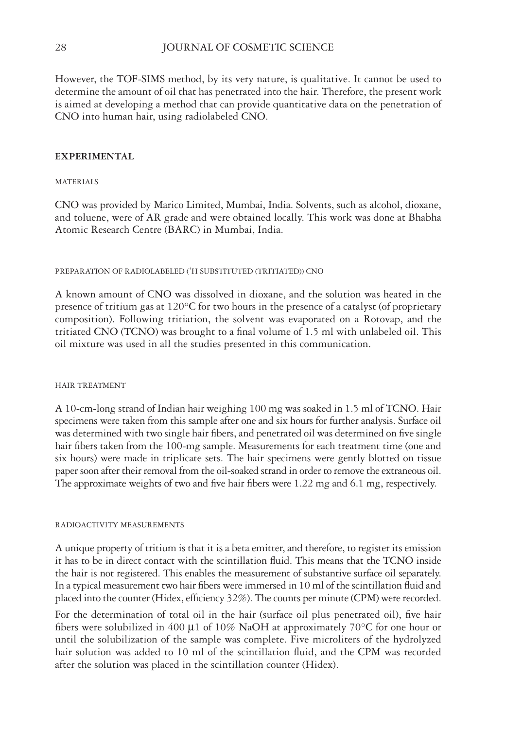However, the TOF-SIMS method, by its very nature, is qualitative. It cannot be used to determine the amount of oil that has penetrated into the hair. Therefore, the present work is aimed at developing a method that can provide quantitative data on the penetration of CNO into human hair, using radiolabeled CNO.

## EXPERIMENTAL

### MATERIALS

CNO was provided by Marico Limited, Mumbai, India. Solvents, such as alcohol, dioxane, and toluene, were of AR grade and were obtained locally. This work was done at Bhabha Atomic Research Centre (BARC) in Mumbai, India.

### PREPARATION OF RADIOLABELED ($^3$H SUBSTITUTED (TRITIATED)) CNO

A known amount of CNO was dissolved in dioxane, and the solution was heated in the presence of tritium gas at 120°C for two hours in the presence of a catalyst (of proprietary composition). Following tritiation, the solvent was evaporated on a Rotovap, and the tritiated CNO (TCNO) was brought to a final volume of 1.5 ml with unlabeled oil. This oil mixture was used in all the studies presented in this communication.

### HAIR TREATMENT

A 10-cm-long strand of Indian hair weighing 100 mg was soaked in 1.5 ml of TCNO. Hair specimens were taken from this sample after one and six hours for further analysis. Surface oil was determined with two single hair fibers, and penetrated oil was determined on five single hair fibers taken from the 100-mg sample. Measurements for each treatment time (one and six hours) were made in triplicate sets. The hair specimens were gently blotted on tissue paper soon after their removal from the oil-soaked strand in order to remove the extraneous oil. The approximate weights of two and five hair fibers were 1.22 mg and 6.1 mg, respectively.

### RADIOACTIVITY MEASUREMENTS

A unique property of tritium is that it is a beta emitter, and therefore, to register its emission it has to be in direct contact with the scintillation fluid. This means that the TCNO inside the hair is not registered. This enables the measurement of substantive surface oil separately. In a typical measurement two hair fibers were immersed in 10 ml of the scintillation fluid and placed into the counter (Hidex, efficiency 32%). The counts per minute (CPM) were recorded.

For the determination of total oil in the hair (surface oil plus penetrated oil), five hair fibers were solubilized in 400 μl of 10% NaOH at approximately 70°C for one hour or until the solubilization of the sample was complete. Five microliters of the hydrolyzed hair solution was added to 10 ml of the scintillation fluid, and the CPM was recorded after the solution was placed in the scintillation counter (Hidex).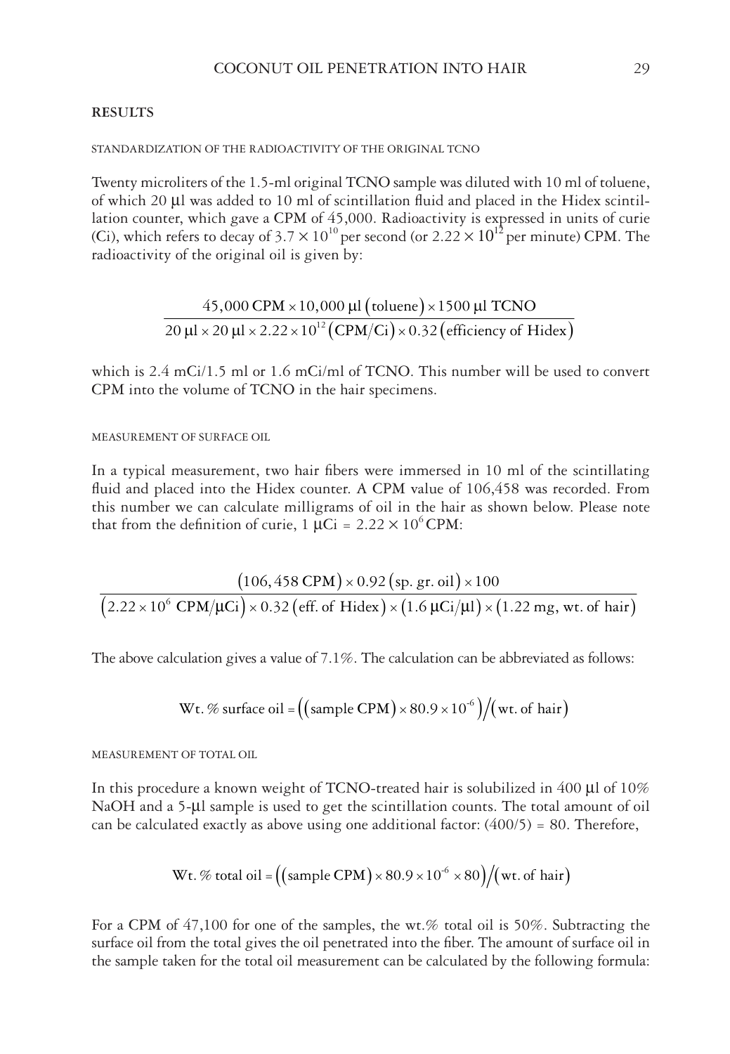## RESULTS

### STANDARDIZATION OF THE RADIOACTIVITY OF THE ORIGINAL TCNO

Twenty microliters of the 1.5-ml original TCNO sample was diluted with 10 ml of toluene, of which 20 μl was added to 10 ml of scintillation fluid and placed in the Hidex scintillation counter, which gave a CPM of 45,000. Radioactivity is expressed in units of curie (Ci), which refers to decay of $3.7 \times 10^{10}$ per second (or $2.22 \times 10^{12}$ per minute) CPM. The radioactivity of the original oil is given by:

$$\frac{45{,}000\ \text{CPM} \times 10{,}000\ \mu\text{l}\ (\text{toluene}) \times 1500\ \mu\text{l TCNO}}{20\ \mu\text{l} \times 20\ \mu\text{l} \times 2.22 \times 10^{12}\ (\text{CPM/Ci}) \times 0.32\ (\text{efficiency of Hidex})}$$

which is 2.4 mCi/1.5 ml or 1.6 mCi/ml of TCNO. This number will be used to convert CPM into the volume of TCNO in the hair specimens.

### MEASUREMENT OF SURFACE OIL

In a typical measurement, two hair fibers were immersed in 10 ml of the scintillating fluid and placed into the Hidex counter. A CPM value of 106,458 was recorded. From this number we can calculate milligrams of oil in the hair as shown below. Please note that from the definition of curie, 1 $\mu\text{Ci} = 2.22 \times 10^{6}$ CPM:

$$\frac{(106{,}458\ \text{CPM}) \times 0.92\ (\text{sp. gr. oil}) \times 100}{(2.22 \times 10^{6}\ \text{CPM}/\mu\text{Ci}) \times 0.32\ (\text{eff. of Hidex}) \times (1.6\ \mu\text{Ci}/\mu\text{l}) \times (1.22\ \text{mg, wt. of hair})}$$

The above calculation gives a value of 7.1%. The calculation can be abbreviated as follows:

$$\text{Wt. \% surface oil} = \left((\text{sample CPM}) \times 80.9 \times 10^{-6}\right) / (\text{wt. of hair})$$

### MEASUREMENT OF TOTAL OIL

In this procedure a known weight of TCNO-treated hair is solubilized in 400 μl of 10% NaOH and a 5-μl sample is used to get the scintillation counts. The total amount of oil can be calculated exactly as above using one additional factor: (400/5) = 80. Therefore,

$$\text{Wt. \% total oil} = \left((\text{sample CPM}) \times 80.9 \times 10^{-6} \times 80\right) / (\text{wt. of hair})$$

For a CPM of 47,100 for one of the samples, the wt.% total oil is 50%. Subtracting the surface oil from the total gives the oil penetrated into the fiber. The amount of surface oil in the sample taken for the total oil measurement can be calculated by the following formula: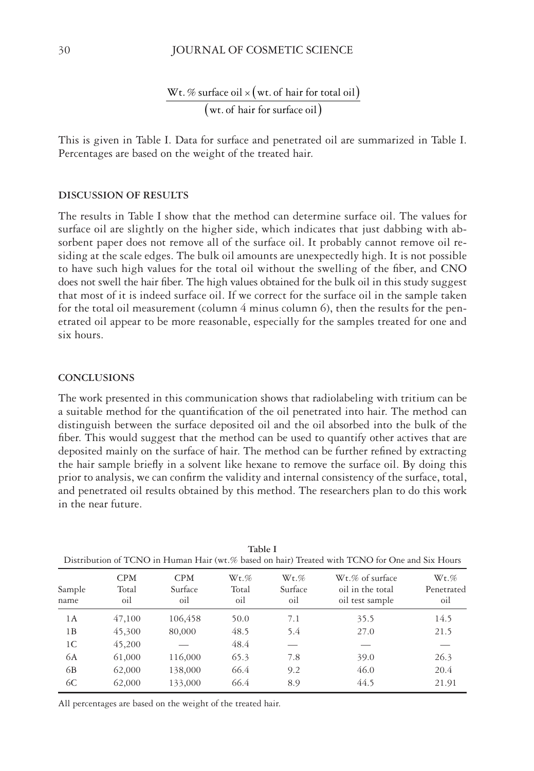$$\frac{\text{Wt. \% surface oil} \times (\text{wt. of hair for total oil})}{(\text{wt. of hair for surface oil})}$$

This is given in Table I. Data for surface and penetrated oil are summarized in Table I. Percentages are based on the weight of the treated hair.

## DISCUSSION OF RESULTS

The results in Table I show that the method can determine surface oil. The values for surface oil are slightly on the higher side, which indicates that just dabbing with absorbent paper does not remove all of the surface oil. It probably cannot remove oil residing at the scale edges. The bulk oil amounts are unexpectedly high. It is not possible to have such high values for the total oil without the swelling of the fiber, and CNO does not swell the hair fiber. The high values obtained for the bulk oil in this study suggest that most of it is indeed surface oil. If we correct for the surface oil in the sample taken for the total oil measurement (column 4 minus column 6), then the results for the penetrated oil appear to be more reasonable, especially for the samples treated for one and six hours.

## CONCLUSIONS

The work presented in this communication shows that radiolabeling with tritium can be a suitable method for the quantification of the oil penetrated into hair. The method can distinguish between the surface deposited oil and the oil absorbed into the bulk of the fiber. This would suggest that the method can be used to quantify other actives that are deposited mainly on the surface of hair. The method can be further refined by extracting the hair sample briefly in a solvent like hexane to remove the surface oil. By doing this prior to analysis, we can confirm the validity and internal consistency of the surface, total, and penetrated oil results obtained by this method. The researchers plan to do this work in the near future.

**Table I**

Distribution of TCNO in Human Hair (wt.% based on hair) Treated with TCNO for One and Six Hours

| Sample name | CPM Total oil | CPM Surface oil | Wt.% Total oil | Wt.% Surface oil | Wt.% of surface oil in the total oil test sample | Wt.% Penetrated oil |
|---|---|---|---|---|---|---|
| 1A | 47,100 | 106,458 | 50.0 | 7.1 | 35.5 | 14.5 |
| 1B | 45,300 | 80,000 | 48.5 | 5.4 | 27.0 | 21.5 |
| 1C | 45,200 | — | 48.4 | — | — | — |
| 6A | 61,000 | 116,000 | 65.3 | 7.8 | 39.0 | 26.3 |
| 6B | 62,000 | 138,000 | 66.4 | 9.2 | 46.0 | 20.4 |
| 6C | 62,000 | 133,000 | 66.4 | 8.9 | 44.5 | 21.91 |

All percentages are based on the weight of the treated hair.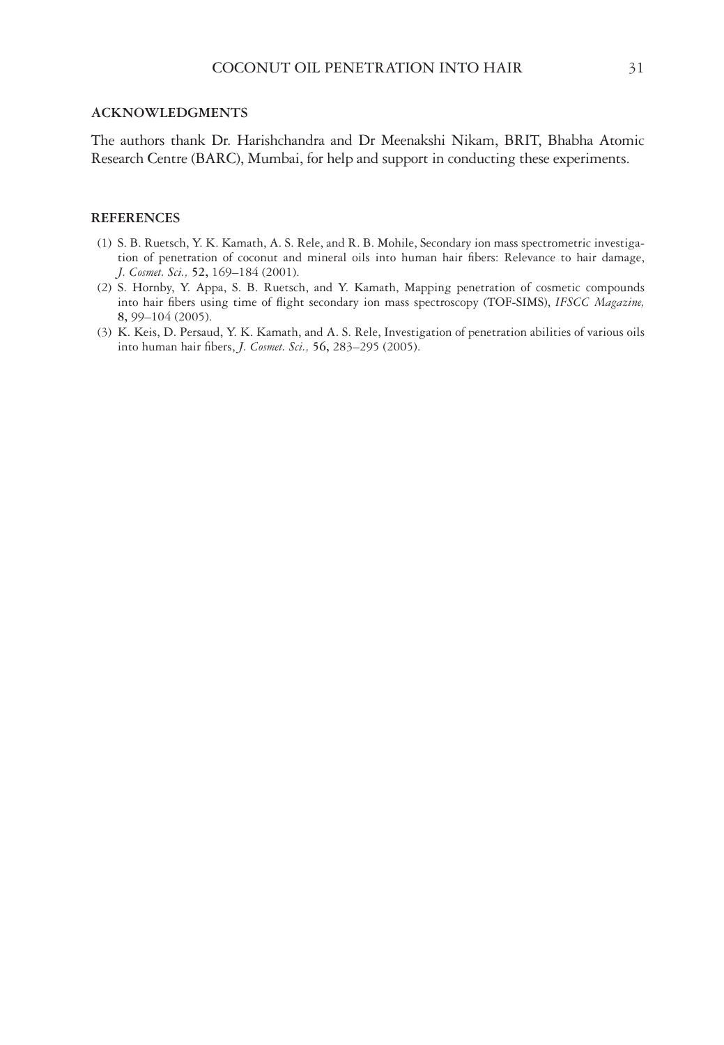## ACKNOWLEDGMENTS

The authors thank Dr. Harishchandra and Dr Meenakshi Nikam, BRIT, Bhabha Atomic Research Centre (BARC), Mumbai, for help and support in conducting these experiments.

## REFERENCES

(1) S. B. Ruetsch, Y. K. Kamath, A. S. Rele, and R. B. Mohile, Secondary ion mass spectrometric investigation of penetration of coconut and mineral oils into human hair fibers: Relevance to hair damage, *J. Cosmet. Sci.,* **52,** 169–184 (2001).

(2) S. Hornby, Y. Appa, S. B. Ruetsch, and Y. Kamath, Mapping penetration of cosmetic compounds into hair fibers using time of flight secondary ion mass spectroscopy (TOF-SIMS), *IFSCC Magazine,* **8,** 99–104 (2005).

(3) K. Keis, D. Persaud, Y. K. Kamath, and A. S. Rele, Investigation of penetration abilities of various oils into human hair fibers, *J. Cosmet. Sci.,* **56,** 283–295 (2005).